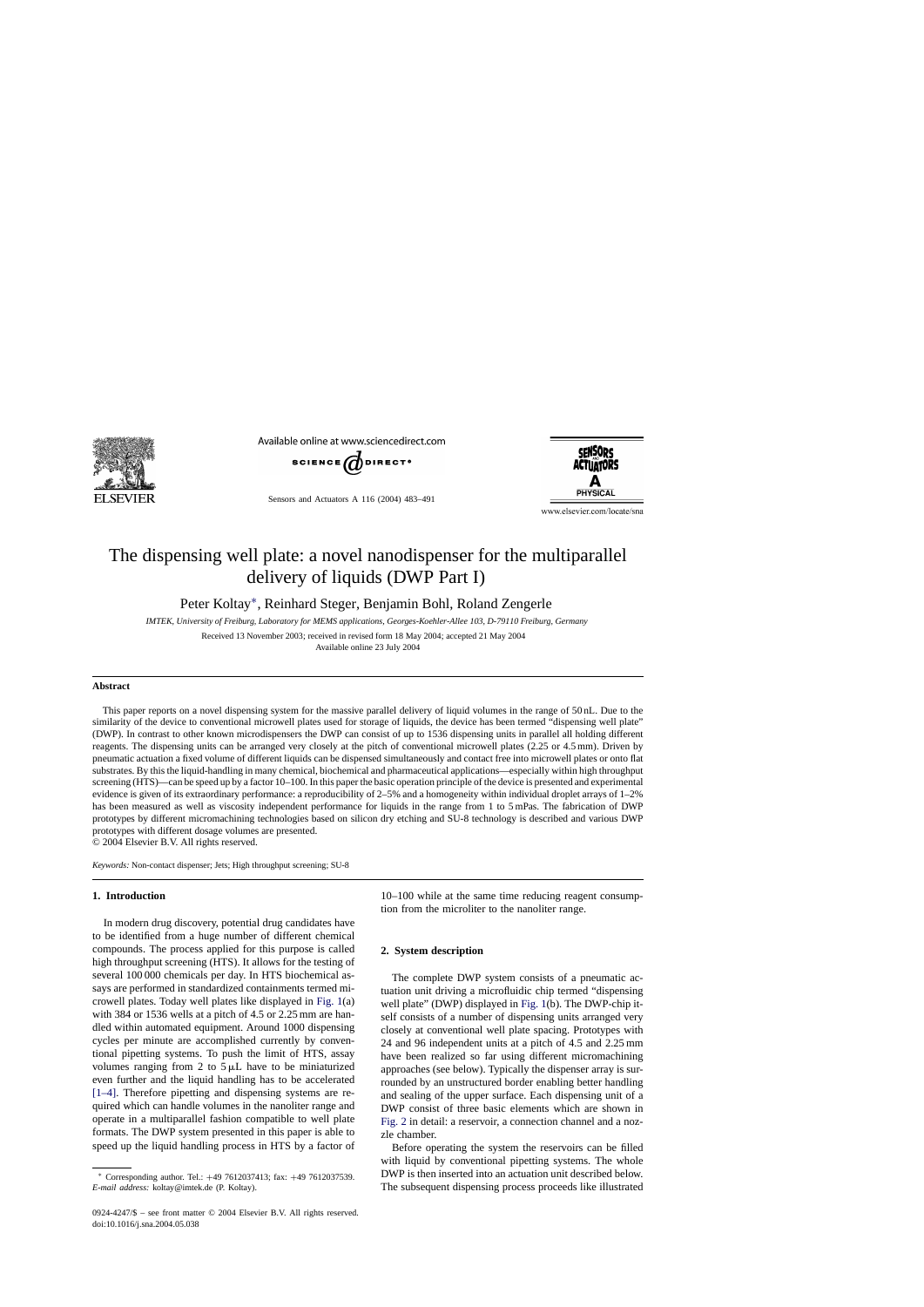# The dispensing well plate: a novel nanodispenser for the multiparallel delivery of liquids (DWP Part I)

Peter Koltay*, Reinhard Steger, Benjamin Bohl, Roland Zengerle

*IMTEK, University of Freiburg, Laboratory for MEMS applications, Georges-Koehler-Allee 103, D-79110 Freiburg, Germany*

Received 13 November 2003; received in revised form 18 May 2004; accepted 21 May 2004
Available online 23 July 2004

## Abstract

This paper reports on a novel dispensing system for the massive parallel delivery of liquid volumes in the range of 50 nL. Due to the similarity of the device to conventional microwell plates used for storage of liquids, the device has been termed "dispensing well plate" (DWP). In contrast to other known microdispensers the DWP can consist of up to 1536 dispensing units in parallel all holding different reagents. The dispensing units can be arranged very closely at the pitch of conventional microwell plates (2.25 or 4.5 mm). Driven by pneumatic actuation a fixed volume of different liquids can be dispensed simultaneously and contact free into microwell plates or onto flat substrates. By this the liquid-handling in many chemical, biochemical and pharmaceutical applications—especially within high throughput screening (HTS)—can be speed up by a factor 10–100. In this paper the basic operation principle of the device is presented and experimental evidence is given of its extraordinary performance: a reproducibility of 2–5% and a homogeneity within individual droplet arrays of 1–2% has been measured as well as viscosity independent performance for liquids in the range from 1 to 5 mPas. The fabrication of DWP prototypes by different micromachining technologies based on silicon dry etching and SU-8 technology is described and various DWP prototypes with different dosage volumes are presented.

© 2004 Elsevier B.V. All rights reserved.

*Keywords:* Non-contact dispenser; Jets; High throughput screening; SU-8

## 1. Introduction

In modern drug discovery, potential drug candidates have to be identified from a huge number of different chemical compounds. The process applied for this purpose is called high throughput screening (HTS). It allows for the testing of several 100 000 chemicals per day. In HTS biochemical assays are performed in standardized containments termed microwell plates. Today well plates like displayed in Fig. 1(a) with 384 or 1536 wells at a pitch of 4.5 or 2.25 mm are handled within automated equipment. Around 1000 dispensing cycles per minute are accomplished currently by conventional pipetting systems. To push the limit of HTS, assay volumes ranging from 2 to 5 μL have to be miniaturized even further and the liquid handling has to be accelerated [1–4]. Therefore pipetting and dispensing systems are required which can handle volumes in the nanoliter range and operate in a multiparallel fashion compatible to well plate formats. The DWP system presented in this paper is able to speed up the liquid handling process in HTS by a factor of 10–100 while at the same time reducing reagent consumption from the microliter to the nanoliter range.

## 2. System description

The complete DWP system consists of a pneumatic actuation unit driving a microfluidic chip termed "dispensing well plate" (DWP) displayed in Fig. 1(b). The DWP-chip itself consists of a number of dispensing units arranged very closely at conventional well plate spacing. Prototypes with 24 and 96 independent units at a pitch of 4.5 and 2.25 mm have been realized so far using different micromachining approaches (see below). Typically the dispenser array is surrounded by an unstructured border enabling better handling and sealing of the upper surface. Each dispensing unit of a DWP consist of three basic elements which are shown in Fig. 2 in detail: a reservoir, a connection channel and a nozzle chamber.

Before operating the system the reservoirs can be filled with liquid by conventional pipetting systems. The whole DWP is then inserted into an actuation unit described below. The subsequent dispensing process proceeds like illustrated

---

* Corresponding author. Tel.: +49 7612037413; fax: +49 7612037539.
*E-mail address:* koltay@imtek.de (P. Koltay).

0924-4247/$ – see front matter © 2004 Elsevier B.V. All rights reserved.
doi:10.1016/j.sna.2004.05.038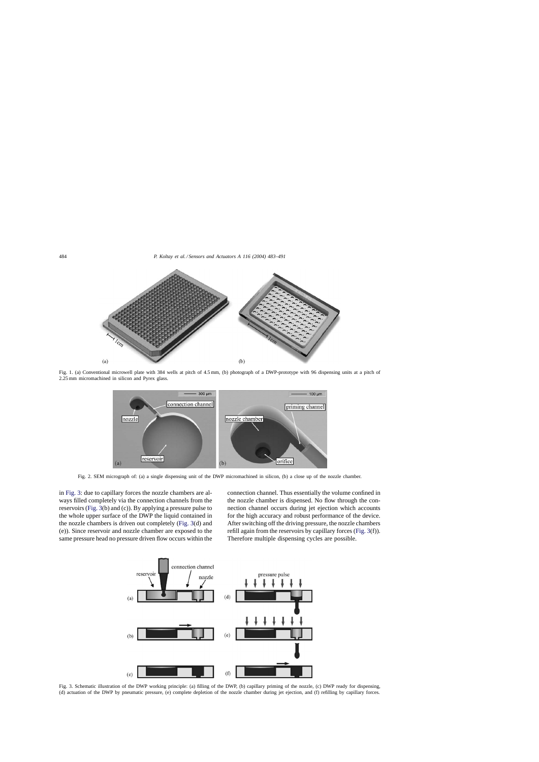Fig. 1. (a) Conventional microwell plate with 384 wells at pitch of 4.5 mm, (b) photograph of a DWP-prototype with 96 dispensing units at a pitch of 2.25 mm micromachined in silicon and Pyrex glass.

Fig. 2. SEM micrograph of: (a) a single dispensing unit of the DWP micromachined in silicon, (b) a close up of the nozzle chamber.

in Fig. 3: due to capillary forces the nozzle chambers are always filled completely via the connection channels from the reservoirs (Fig. 3(b) and (c)). By applying a pressure pulse to the whole upper surface of the DWP the liquid contained in the nozzle chambers is driven out completely (Fig. 3(d) and (e)). Since reservoir and nozzle chamber are exposed to the same pressure head no pressure driven flow occurs within the connection channel. Thus essentially the volume confined in the nozzle chamber is dispensed. No flow through the connection channel occurs during jet ejection which accounts for the high accuracy and robust performance of the device. After switching off the driving pressure, the nozzle chambers refill again from the reservoirs by capillary forces (Fig. 3(f)). Therefore multiple dispensing cycles are possible.

Fig. 3. Schematic illustration of the DWP working principle: (a) filling of the DWP, (b) capillary priming of the nozzle, (c) DWP ready for dispensing, (d) actuation of the DWP by pneumatic pressure, (e) complete depletion of the nozzle chamber during jet ejection, and (f) refilling by capillary forces.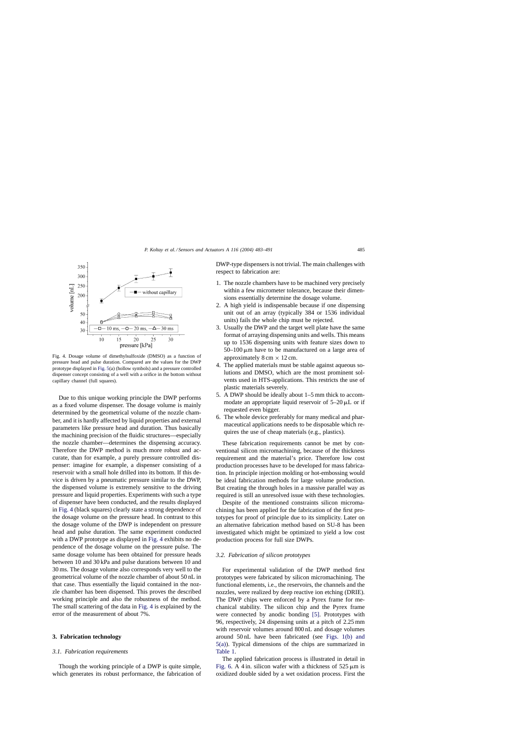Fig. 4. Dosage volume of dimethylsulfoxide (DMSO) as a function of pressure head and pulse duration. Compared are the values for the DWP prototype displayed in Fig. 5(a) (hollow symbols) and a pressure controlled dispenser concept consisting of a well with a orifice in the bottom without capillary channel (full squares).

Due to this unique working principle the DWP performs as a fixed volume dispenser. The dosage volume is mainly determined by the geometrical volume of the nozzle chamber, and it is hardly affected by liquid properties and external parameters like pressure head and duration. Thus basically the machining precision of the fluidic structures—especially the nozzle chamber—determines the dispensing accuracy. Therefore the DWP method is much more robust and accurate, than for example, a purely pressure controlled dispenser: imagine for example, a dispenser consisting of a reservoir with a small hole drilled into its bottom. If this device is driven by a pneumatic pressure similar to the DWP, the dispensed volume is extremely sensitive to the driving pressure and liquid properties. Experiments with such a type of dispenser have been conducted, and the results displayed in Fig. 4 (black squares) clearly state a strong dependence of the dosage volume on the pressure head. In contrast to this the dosage volume of the DWP is independent on pressure head and pulse duration. The same experiment conducted with a DWP prototype as displayed in Fig. 4 exhibits no dependence of the dosage volume on the pressure pulse. The same dosage volume has been obtained for pressure heads between 10 and 30 kPa and pulse durations between 10 and 30 ms. The dosage volume also corresponds very well to the geometrical volume of the nozzle chamber of about 50 nL in that case. Thus essentially the liquid contained in the nozzle chamber has been dispensed. This proves the described working principle and also the robustness of the method. The small scattering of the data in Fig. 4 is explained by the error of the measurement of about 7%.

## 3. Fabrication technology

### 3.1. Fabrication requirements

Though the working principle of a DWP is quite simple, which generates its robust performance, the fabrication of DWP-type dispensers is not trivial. The main challenges with respect to fabrication are:

1. The nozzle chambers have to be machined very precisely within a few micrometer tolerance, because their dimensions essentially determine the dosage volume.
2. A high yield is indispensable because if one dispensing unit out of an array (typically 384 or 1536 individual units) fails the whole chip must be rejected.
3. Usually the DWP and the target well plate have the same format of arraying dispensing units and wells. This means up to 1536 dispensing units with feature sizes down to 50–100 μm have to be manufactured on a large area of approximately 8 cm × 12 cm.
4. The applied materials must be stable against aqueous solutions and DMSO, which are the most prominent solvents used in HTS-applications. This restricts the use of plastic materials severely.
5. A DWP should be ideally about 1–5 mm thick to accommodate an appropriate liquid reservoir of 5–20 μL or if requested even bigger.
6. The whole device preferably for many medical and pharmaceutical applications needs to be disposable which requires the use of cheap materials (e.g., plastics).

These fabrication requirements cannot be met by conventional silicon micromachining, because of the thickness requirement and the material's price. Therefore low cost production processes have to be developed for mass fabrication. In principle injection molding or hot-embossing would be ideal fabrication methods for large volume production. But creating the through holes in a massive parallel way as required is still an unresolved issue with these technologies.

Despite of the mentioned constraints silicon micromachining has been applied for the fabrication of the first prototypes for proof of principle due to its simplicity. Later on an alternative fabrication method based on SU-8 has been investigated which might be optimized to yield a low cost production process for full size DWPs.

### 3.2. Fabrication of silicon prototypes

For experimental validation of the DWP method first prototypes were fabricated by silicon micromachining. The functional elements, i.e., the reservoirs, the channels and the nozzles, were realized by deep reactive ion etching (DRIE). The DWP chips were enforced by a Pyrex frame for mechanical stability. The silicon chip and the Pyrex frame were connected by anodic bonding [5]. Prototypes with 96, respectively, 24 dispensing units at a pitch of 2.25 mm with reservoir volumes around 800 nL and dosage volumes around 50 nL have been fabricated (see Figs. 1(b) and 5(a)). Typical dimensions of the chips are summarized in Table 1.

The applied fabrication process is illustrated in detail in Fig. 6. A 4 in. silicon wafer with a thickness of 525 μm is oxidized double sided by a wet oxidation process. First the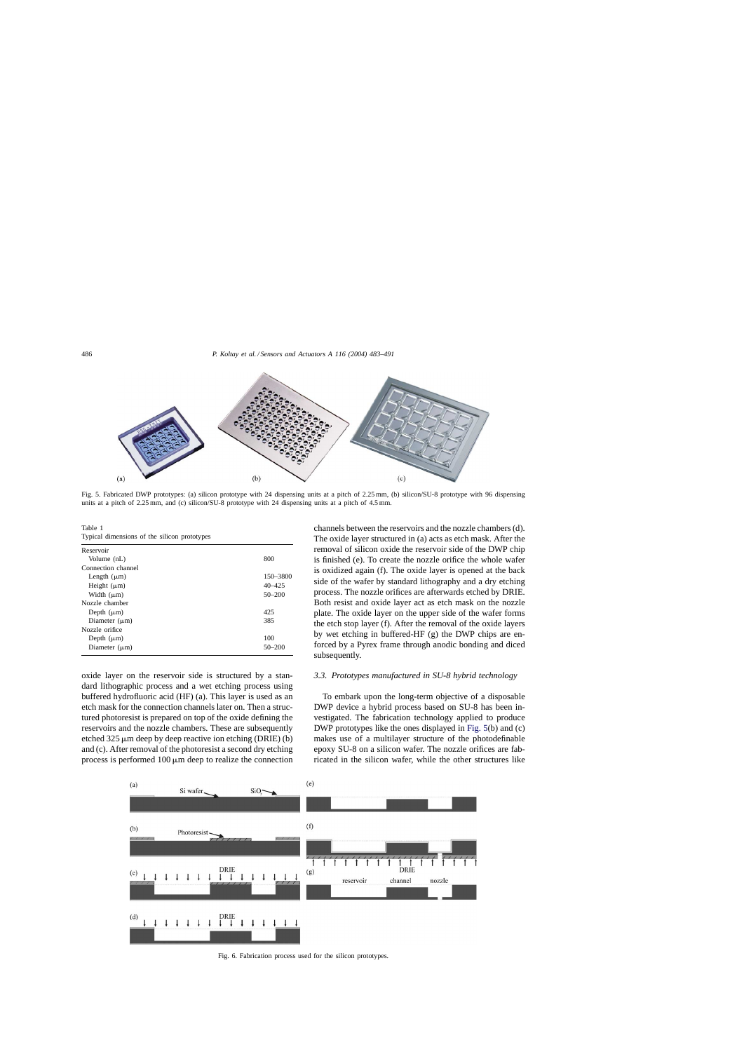Fig. 5. Fabricated DWP prototypes: (a) silicon prototype with 24 dispensing units at a pitch of 2.25 mm, (b) silicon/SU-8 prototype with 96 dispensing units at a pitch of 2.25 mm, and (c) silicon/SU-8 prototype with 24 dispensing units at a pitch of 4.5 mm.

Table 1
Typical dimensions of the silicon prototypes

| | |
|---|---|
| Reservoir | |
| Volume (nL) | 800 |
| Connection channel | |
| Length (μm) | 150–3800 |
| Height (μm) | 40–425 |
| Width (μm) | 50–200 |
| Nozzle chamber | |
| Depth (μm) | 425 |
| Diameter (μm) | 385 |
| Nozzle orifice | |
| Depth (μm) | 100 |
| Diameter (μm) | 50–200 |

oxide layer on the reservoir side is structured by a standard lithographic process and a wet etching process using buffered hydrofluoric acid (HF) (a). This layer is used as an etch mask for the connection channels later on. Then a structured photoresist is prepared on top of the oxide defining the reservoirs and the nozzle chambers. These are subsequently etched 325 μm deep by deep reactive ion etching (DRIE) (b) and (c). After removal of the photoresist a second dry etching process is performed 100 μm deep to realize the connection channels between the reservoirs and the nozzle chambers (d). The oxide layer structured in (a) acts as etch mask. After the removal of silicon oxide the reservoir side of the DWP chip is finished (e). To create the nozzle orifice the whole wafer is oxidized again (f). The oxide layer is opened at the back side of the wafer by standard lithography and a dry etching process. The nozzle orifices are afterwards etched by DRIE. Both resist and oxide layer act as etch mask on the nozzle plate. The oxide layer on the upper side of the wafer forms the etch stop layer (f). After the removal of the oxide layers by wet etching in buffered-HF (g) the DWP chips are enforced by a Pyrex frame through anodic bonding and diced subsequently.

### 3.3. Prototypes manufactured in SU-8 hybrid technology

To embark upon the long-term objective of a disposable DWP device a hybrid process based on SU-8 has been investigated. The fabrication technology applied to produce DWP prototypes like the ones displayed in Fig. 5(b) and (c) makes use of a multilayer structure of the photodefinable epoxy SU-8 on a silicon wafer. The nozzle orifices are fabricated in the silicon wafer, while the other structures like

Fig. 6. Fabrication process used for the silicon prototypes.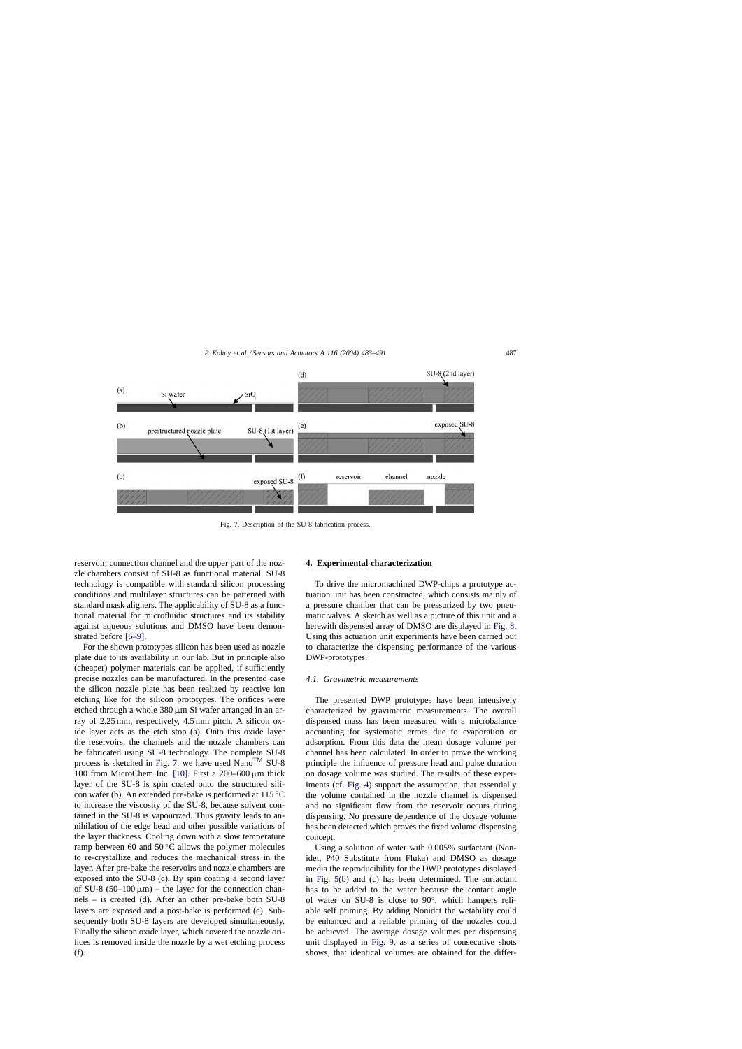Fig. 7. Description of the SU-8 fabrication process.

reservoir, connection channel and the upper part of the nozzle chambers consist of SU-8 as functional material. SU-8 technology is compatible with standard silicon processing conditions and multilayer structures can be patterned with standard mask aligners. The applicability of SU-8 as a functional material for microfluidic structures and its stability against aqueous solutions and DMSO have been demonstrated before [6–9].

For the shown prototypes silicon has been used as nozzle plate due to its availability in our lab. But in principle also (cheaper) polymer materials can be applied, if sufficiently precise nozzles can be manufactured. In the presented case the silicon nozzle plate has been realized by reactive ion etching like for the silicon prototypes. The orifices were etched through a whole 380 μm Si wafer arranged in an array of 2.25 mm, respectively, 4.5 mm pitch. A silicon oxide layer acts as the etch stop (a). Onto this oxide layer the reservoirs, the channels and the nozzle chambers can be fabricated using SU-8 technology. The complete SU-8 process is sketched in Fig. 7: we have used Nano™ SU-8 100 from MicroChem Inc. [10]. First a 200–600 μm thick layer of the SU-8 is spin coated onto the structured silicon wafer (b). An extended pre-bake is performed at 115 °C to increase the viscosity of the SU-8, because solvent contained in the SU-8 is vapourized. Thus gravity leads to annihilation of the edge bead and other possible variations of the layer thickness. Cooling down with a slow temperature ramp between 60 and 50 °C allows the polymer molecules to re-crystallize and reduces the mechanical stress in the layer. After pre-bake the reservoirs and nozzle chambers are exposed into the SU-8 (c). By spin coating a second layer of SU-8 (50–100 μm) – the layer for the connection channels – is created (d). After an other pre-bake both SU-8 layers are exposed and a post-bake is performed (e). Subsequently both SU-8 layers are developed simultaneously. Finally the silicon oxide layer, which covered the nozzle orifices is removed inside the nozzle by a wet etching process (f).

## 4. Experimental characterization

To drive the micromachined DWP-chips a prototype actuation unit has been constructed, which consists mainly of a pressure chamber that can be pressurized by two pneumatic valves. A sketch as well as a picture of this unit and a herewith dispensed array of DMSO are displayed in Fig. 8. Using this actuation unit experiments have been carried out to characterize the dispensing performance of the various DWP-prototypes.

### *4.1. Gravimetric measurements*

The presented DWP prototypes have been intensively characterized by gravimetric measurements. The overall dispensed mass has been measured with a microbalance accounting for systematic errors due to evaporation or adsorption. From this data the mean dosage volume per channel has been calculated. In order to prove the working principle the influence of pressure head and pulse duration on dosage volume was studied. The results of these experiments (cf. Fig. 4) support the assumption, that essentially the volume contained in the nozzle channel is dispensed and no significant flow from the reservoir occurs during dispensing. No pressure dependence of the dosage volume has been detected which proves the fixed volume dispensing concept.

Using a solution of water with 0.005% surfactant (Nonidet, P40 Substitute from Fluka) and DMSO as dosage media the reproducibility for the DWP prototypes displayed in Fig. 5(b) and (c) has been determined. The surfactant has to be added to the water because the contact angle of water on SU-8 is close to 90°, which hampers reliable self priming. By adding Nonidet the wetability could be enhanced and a reliable priming of the nozzles could be achieved. The average dosage volumes per dispensing unit displayed in Fig. 9, as a series of consecutive shots shows, that identical volumes are obtained for the differ-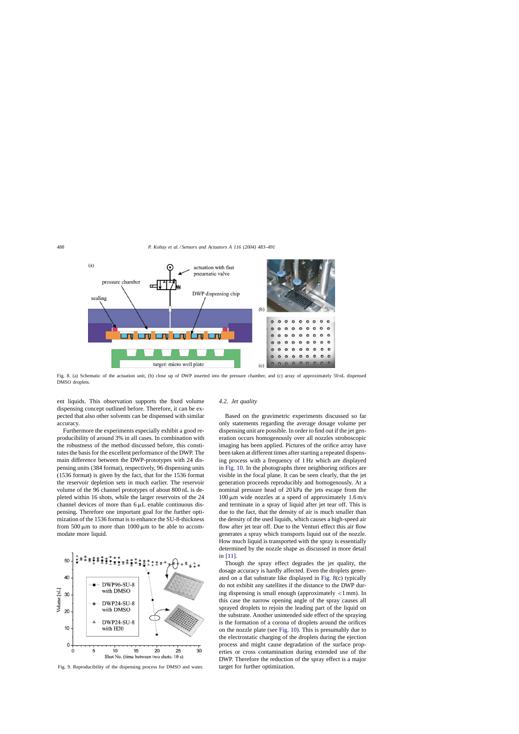Fig. 8. (a) Schematic of the actuation unit, (b) close up of DWP inserted into the pressure chamber, and (c) array of approximately 50 nL dispensed DMSO droplets.

ent liquids. This observation supports the fixed volume dispensing concept outlined before. Therefore, it can be expected that also other solvents can be dispensed with similar accuracy.

Furthermore the experiments especially exhibit a good reproducibility of around 3% in all cases. In combination with the robustness of the method discussed before, this constitutes the basis for the excellent performance of the DWP. The main difference between the DWP-prototypes with 24 dispensing units (384 format), respectively, 96 dispensing units (1536 format) is given by the fact, that for the 1536 format the reservoir depletion sets in much earlier. The reservoir volume of the 96 channel prototypes of about 800 nL is depleted within 16 shots, while the larger reservoirs of the 24 channel devices of more than 6 μL enable continuous dispensing. Therefore one important goal for the further optimization of the 1536 format is to enhance the SU-8-thickness from 500 μm to more than 1000 μm to be able to accommodate more liquid.

Fig. 9. Reproducibility of the dispensing process for DMSO and water.

### 4.2. Jet quality

Based on the gravimetric experiments discussed so far only statements regarding the average dosage volume per dispensing unit are possible. In order to find out if the jet generation occurs homogenously over all nozzles stroboscopic imaging has been applied. Pictures of the orifice array have been taken at different times after starting a repeated dispensing process with a frequency of 1 Hz which are displayed in Fig. 10. In the photographs three neighboring orifices are visible in the focal plane. It can be seen clearly, that the jet generation proceeds reproducibly and homogenously. At a nominal pressure head of 20 kPa the jets escape from the 100 μm wide nozzles at a speed of approximately 1.6 m/s and terminate in a spray of liquid after jet tear off. This is due to the fact, that the density of air is much smaller than the density of the used liquids, which causes a high-speed air flow after jet tear off. Due to the Venturi effect this air flow generates a spray which transports liquid out of the nozzle. How much liquid is transported with the spray is essentially determined by the nozzle shape as discussed in more detail in [11].

Though the spray effect degrades the jet quality, the dosage accuracy is hardly affected. Even the droplets generated on a flat substrate like displayed in Fig. 8(c) typically do not exhibit any satellites if the distance to the DWP during dispensing is small enough (approximately <1 mm). In this case the narrow opening angle of the spray causes all sprayed droplets to rejoin the leading part of the liquid on the substrate. Another unintended side effect of the spraying is the formation of a corona of droplets around the orifices on the nozzle plate (see Fig. 10). This is presumably due to the electrostatic charging of the droplets during the ejection process and might cause degradation of the surface properties or cross contamination during extended use of the DWP. Therefore the reduction of the spray effect is a major target for further optimization.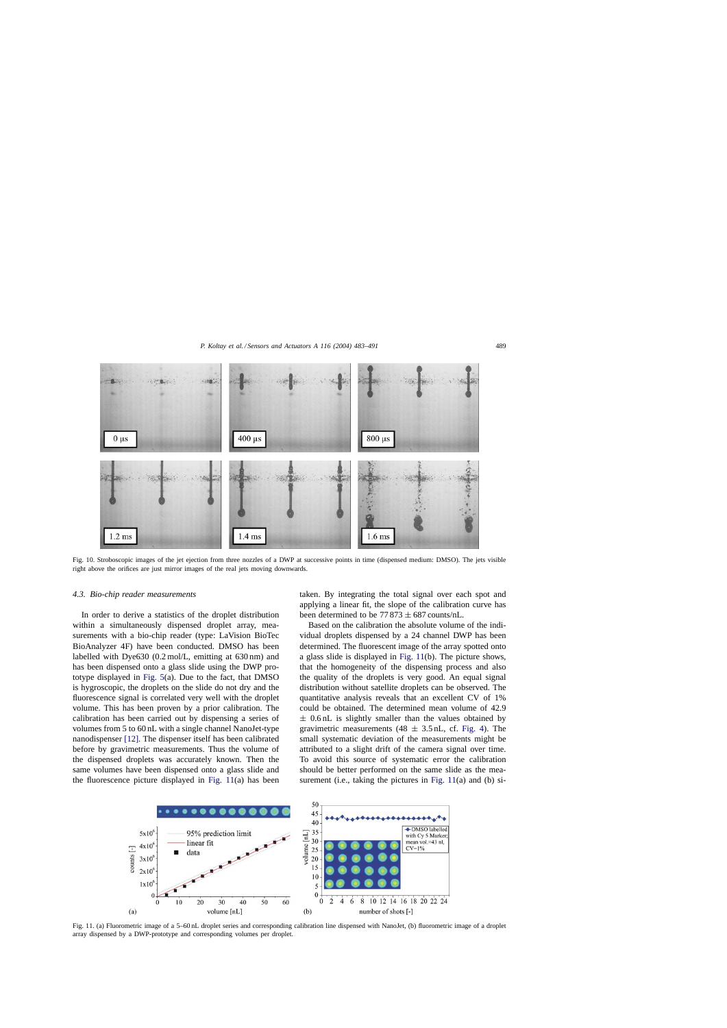Fig. 10. Stroboscopic images of the jet ejection from three nozzles of a DWP at successive points in time (dispensed medium: DMSO). The jets visible right above the orifices are just mirror images of the real jets moving downwards.

### 4.3. Bio-chip reader measurements

In order to derive a statistics of the droplet distribution within a simultaneously dispensed droplet array, measurements with a bio-chip reader (type: LaVision BioTec BioAnalyzer 4F) have been conducted. DMSO has been labelled with Dye630 (0.2 mol/L, emitting at 630 nm) and has been dispensed onto a glass slide using the DWP prototype displayed in Fig. 5(a). Due to the fact, that DMSO is hygroscopic, the droplets on the slide do not dry and the fluorescence signal is correlated very well with the droplet volume. This has been proven by a prior calibration. The calibration has been carried out by dispensing a series of volumes from 5 to 60 nL with a single channel NanoJet-type nanodispenser [12]. The dispenser itself has been calibrated before by gravimetric measurements. Thus the volume of the dispensed droplets was accurately known. Then the same volumes have been dispensed onto a glass slide and the fluorescence picture displayed in Fig. 11(a) has been taken. By integrating the total signal over each spot and applying a linear fit, the slope of the calibration curve has been determined to be $77\,873 \pm 687$ counts/nL.

Based on the calibration the absolute volume of the individual droplets dispensed by a 24 channel DWP has been determined. The fluorescent image of the array spotted onto a glass slide is displayed in Fig. 11(b). The picture shows, that the homogeneity of the dispensing process and also the quality of the droplets is very good. An equal signal distribution without satellite droplets can be observed. The quantitative analysis reveals that an excellent CV of 1% could be obtained. The determined mean volume of 42.9 $\pm$ 0.6 nL is slightly smaller than the values obtained by gravimetric measurements (48 $\pm$ 3.5 nL, cf. Fig. 4). The small systematic deviation of the measurements might be attributed to a slight drift of the camera signal over time. To avoid this source of systematic error the calibration should be better performed on the same slide as the measurement (i.e., taking the pictures in Fig. 11(a) and (b) si-

Fig. 11. (a) Fluorometric image of a 5–60 nL droplet series and corresponding calibration line dispensed with NanoJet, (b) fluorometric image of a droplet array dispensed by a DWP-prototype and corresponding volumes per droplet.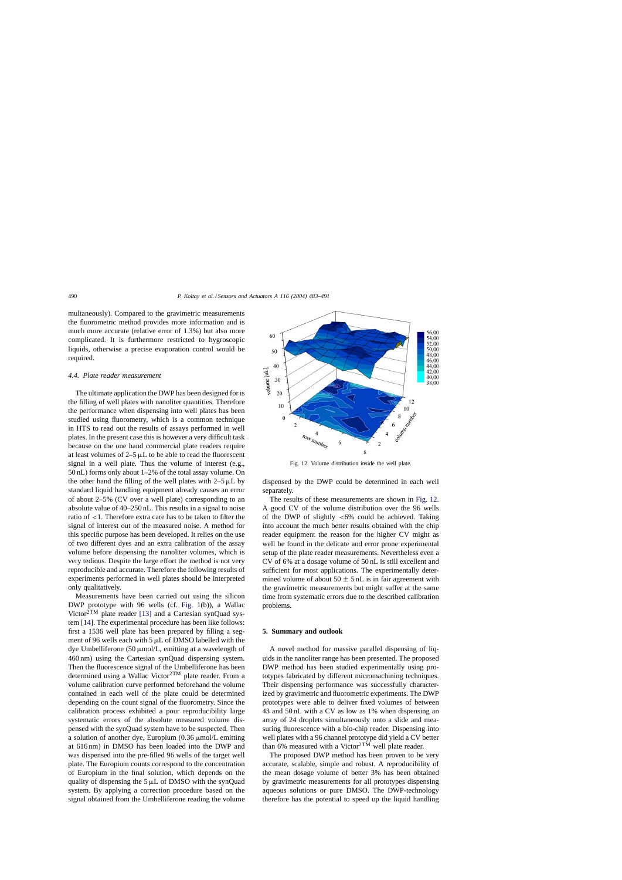multaneously). Compared to the gravimetric measurements the fluorometric method provides more information and is much more accurate (relative error of 1.3%) but also more complicated. It is furthermore restricted to hygroscopic liquids, otherwise a precise evaporation control would be required.

### 4.4. Plate reader measurement

The ultimate application the DWP has been designed for is the filling of well plates with nanoliter quantities. Therefore the performance when dispensing into well plates has been studied using fluorometry, which is a common technique in HTS to read out the results of assays performed in well plates. In the present case this is however a very difficult task because on the one hand commercial plate readers require at least volumes of 2–5 μL to be able to read the fluorescent signal in a well plate. Thus the volume of interest (e.g., 50 nL) forms only about 1–2% of the total assay volume. On the other hand the filling of the well plates with 2–5 μL by standard liquid handling equipment already causes an error of about 2–5% (CV over a well plate) corresponding to an absolute value of 40–250 nL. This results in a signal to noise ratio of <1. Therefore extra care has to be taken to filter the signal of interest out of the measured noise. A method for this specific purpose has been developed. It relies on the use of two different dyes and an extra calibration of the assay volume before dispensing the nanoliter volumes, which is very tedious. Despite the large effort the method is not very reproducible and accurate. Therefore the following results of experiments performed in well plates should be interpreted only qualitatively.

Measurements have been carried out using the silicon DWP prototype with 96 wells (cf. Fig. 1(b)), a Wallac Victor[2TM] plate reader [13] and a Cartesian synQuad system [14]. The experimental procedure has been like follows: first a 1536 well plate has been prepared by filling a segment of 96 wells each with 5 μL of DMSO labelled with the dye Umbelliferone (50 μmol/L, emitting at a wavelength of 460 nm) using the Cartesian synQuad dispensing system. Then the fluorescence signal of the Umbelliferone has been determined using a Wallac Victor[2TM] plate reader. From a volume calibration curve performed beforehand the volume contained in each well of the plate could be determined depending on the count signal of the fluorometry. Since the calibration process exhibited a pour reproducibility large systematic errors of the absolute measured volume dispensed with the synQuad system have to be suspected. Then a solution of another dye, Europium (0.36 μmol/L emitting at 616 nm) in DMSO has been loaded into the DWP and was dispensed into the pre-filled 96 wells of the target well plate. The Europium counts correspond to the concentration of Europium in the final solution, which depends on the quality of dispensing the 5 μL of DMSO with the synQuad system. By applying a correction procedure based on the signal obtained from the Umbelliferone reading the volume dispensed by the DWP could be determined in each well separately.

Fig. 12. Volume distribution inside the well plate.

The results of these measurements are shown in Fig. 12. A good CV of the volume distribution over the 96 wells of the DWP of slightly <6% could be achieved. Taking into account the much better results obtained with the chip reader equipment the reason for the higher CV might as well be found in the delicate and error prone experimental setup of the plate reader measurements. Nevertheless even a CV of 6% at a dosage volume of 50 nL is still excellent and sufficient for most applications. The experimentally determined volume of about 50 ± 5 nL is in fair agreement with the gravimetric measurements but might suffer at the same time from systematic errors due to the described calibration problems.

## 5. Summary and outlook

A novel method for massive parallel dispensing of liquids in the nanoliter range has been presented. The proposed DWP method has been studied experimentally using prototypes fabricated by different micromachining techniques. Their dispensing performance was successfully characterized by gravimetric and fluorometric experiments. The DWP prototypes were able to deliver fixed volumes of between 43 and 50 nL with a CV as low as 1% when dispensing an array of 24 droplets simultaneously onto a slide and measuring fluorescence with a bio-chip reader. Dispensing into well plates with a 96 channel prototype did yield a CV better than 6% measured with a Victor[2TM] well plate reader.

The proposed DWP method has been proven to be very accurate, scalable, simple and robust. A reproducibility of the mean dosage volume of better 3% has been obtained by gravimetric measurements for all prototypes dispensing aqueous solutions or pure DMSO. The DWP-technology therefore has the potential to speed up the liquid handling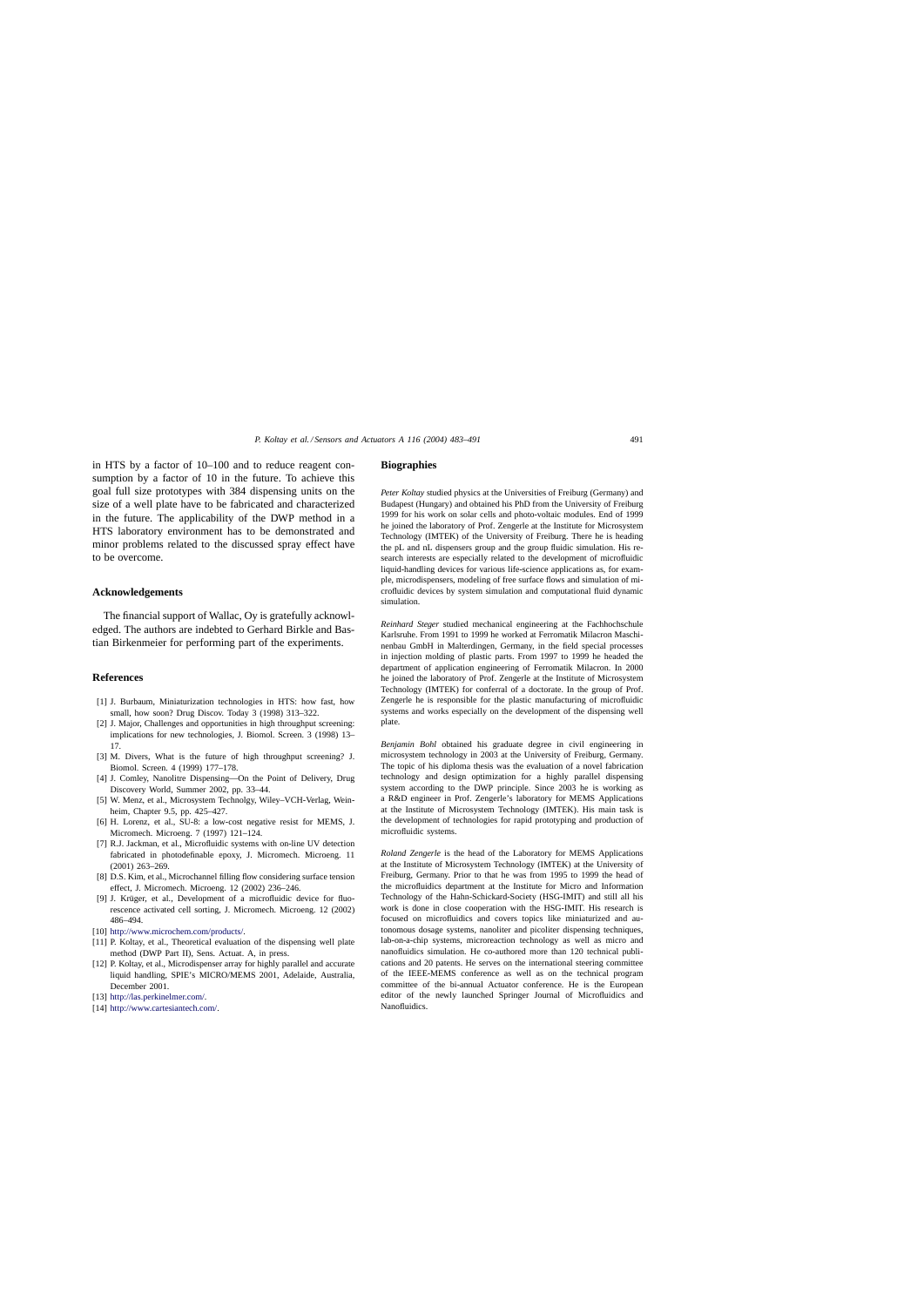in HTS by a factor of 10–100 and to reduce reagent consumption by a factor of 10 in the future. To achieve this goal full size prototypes with 384 dispensing units on the size of a well plate have to be fabricated and characterized in the future. The applicability of the DWP method in a HTS laboratory environment has to be demonstrated and minor problems related to the discussed spray effect have to be overcome.

## Acknowledgements

The financial support of Wallac, Oy is gratefully acknowledged. The authors are indebted to Gerhard Birkle and Bastian Birkenmeier for performing part of the experiments.

## References

- [1] J. Burbaum, Miniaturization technologies in HTS: how fast, how small, how soon? Drug Discov. Today 3 (1998) 313–322.
- [2] J. Major, Challenges and opportunities in high throughput screening: implications for new technologies, J. Biomol. Screen. 3 (1998) 13–17.
- [3] M. Divers, What is the future of high throughput screening? J. Biomol. Screen. 4 (1999) 177–178.
- [4] J. Comley, Nanolitre Dispensing—On the Point of Delivery, Drug Discovery World, Summer 2002, pp. 33–44.
- [5] W. Menz, et al., Microsystem Technolgy, Wiley–VCH-Verlag, Weinheim, Chapter 9.5, pp. 425–427.
- [6] H. Lorenz, et al., SU-8: a low-cost negative resist for MEMS, J. Micromech. Microeng. 7 (1997) 121–124.
- [7] R.J. Jackman, et al., Microfluidic systems with on-line UV detection fabricated in photodefinable epoxy, J. Micromech. Microeng. 11 (2001) 263–269.
- [8] D.S. Kim, et al., Microchannel filling flow considering surface tension effect, J. Micromech. Microeng. 12 (2002) 236–246.
- [9] J. Krüger, et al., Development of a microfluidic device for fluorescence activated cell sorting, J. Micromech. Microeng. 12 (2002) 486–494.
- [10] http://www.microchem.com/products/.
- [11] P. Koltay, et al., Theoretical evaluation of the dispensing well plate method (DWP Part II), Sens. Actuat. A, in press.
- [12] P. Koltay, et al., Microdispenser array for highly parallel and accurate liquid handling, SPIE's MICRO/MEMS 2001, Adelaide, Australia, December 2001.
- [13] http://las.perkinelmer.com/.
- [14] http://www.cartesiantech.com/.

## Biographies

*Peter Koltay* studied physics at the Universities of Freiburg (Germany) and Budapest (Hungary) and obtained his PhD from the University of Freiburg 1999 for his work on solar cells and photo-voltaic modules. End of 1999 he joined the laboratory of Prof. Zengerle at the Institute for Microsystem Technology (IMTEK) of the University of Freiburg. There he is heading the pL and nL dispensers group and the group fluidic simulation. His research interests are especially related to the development of microfluidic liquid-handling devices for various life-science applications as, for example, microdispensers, modeling of free surface flows and simulation of microfluidic devices by system simulation and computational fluid dynamic simulation.

*Reinhard Steger* studied mechanical engineering at the Fachhochschule Karlsruhe. From 1991 to 1999 he worked at Ferromatik Milacron Maschinenbau GmbH in Malterdingen, Germany, in the field special processes in injection molding of plastic parts. From 1997 to 1999 he headed the department of application engineering of Ferromatik Milacron. In 2000 he joined the laboratory of Prof. Zengerle at the Institute of Microsystem Technology (IMTEK) for conferral of a doctorate. In the group of Prof. Zengerle he is responsible for the plastic manufacturing of microfluidic systems and works especially on the development of the dispensing well plate.

*Benjamin Bohl* obtained his graduate degree in civil engineering in microsystem technology in 2003 at the University of Freiburg, Germany. The topic of his diploma thesis was the evaluation of a novel fabrication technology and design optimization for a highly parallel dispensing system according to the DWP principle. Since 2003 he is working as a R&D engineer in Prof. Zengerle's laboratory for MEMS Applications at the Institute of Microsystem Technology (IMTEK). His main task is the development of technologies for rapid prototyping and production of microfluidic systems.

*Roland Zengerle* is the head of the Laboratory for MEMS Applications at the Institute of Microsystem Technology (IMTEK) at the University of Freiburg, Germany. Prior to that he was from 1995 to 1999 the head of the microfluidics department at the Institute for Micro and Information Technology of the Hahn-Schickard-Society (HSG-IMIT) and still all his work is done in close cooperation with the HSG-IMIT. His research is focused on microfluidics and covers topics like miniaturized and autonomous dosage systems, nanoliter and picoliter dispensing techniques, lab-on-a-chip systems, microreaction technology as well as micro and nanofluidics simulation. He co-authored more than 120 technical publications and 20 patents. He serves on the international steering committee of the IEEE-MEMS conference as well as on the technical program committee of the bi-annual Actuator conference. He is the European editor of the newly launched Springer Journal of Microfluidics and Nanofluidics.